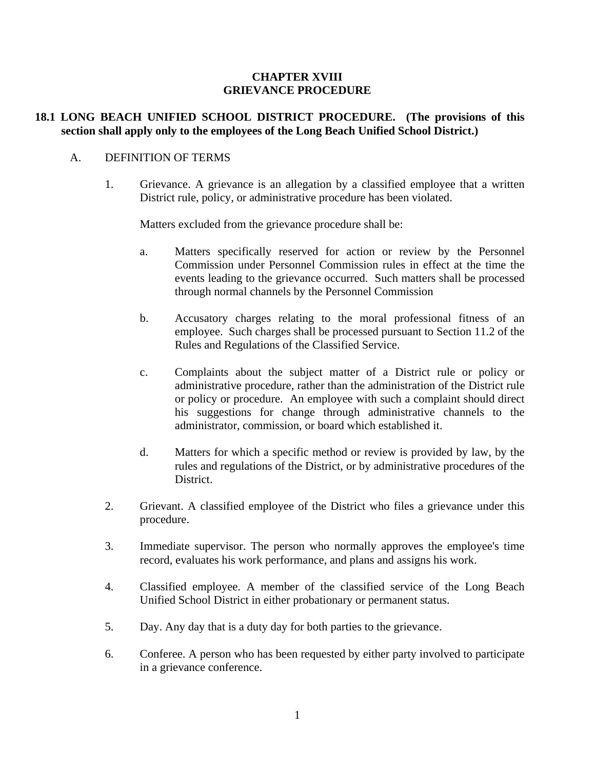# CHAPTER XVIII
# GRIEVANCE PROCEDURE

## 18.1 LONG BEACH UNIFIED SCHOOL DISTRICT PROCEDURE. (The provisions of this section shall apply only to the employees of the Long Beach Unified School District.)

A. DEFINITION OF TERMS

1. Grievance. A grievance is an allegation by a classified employee that a written District rule, policy, or administrative procedure has been violated.

   Matters excluded from the grievance procedure shall be:

   a. Matters specifically reserved for action or review by the Personnel Commission under Personnel Commission rules in effect at the time the events leading to the grievance occurred. Such matters shall be processed through normal channels by the Personnel Commission

   b. Accusatory charges relating to the moral professional fitness of an employee. Such charges shall be processed pursuant to Section 11.2 of the Rules and Regulations of the Classified Service.

   c. Complaints about the subject matter of a District rule or policy or administrative procedure, rather than the administration of the District rule or policy or procedure. An employee with such a complaint should direct his suggestions for change through administrative channels to the administrator, commission, or board which established it.

   d. Matters for which a specific method or review is provided by law, by the rules and regulations of the District, or by administrative procedures of the District.

2. Grievant. A classified employee of the District who files a grievance under this procedure.

3. Immediate supervisor. The person who normally approves the employee's time record, evaluates his work performance, and plans and assigns his work.

4. Classified employee. A member of the classified service of the Long Beach Unified School District in either probationary or permanent status.

5. Day. Any day that is a duty day for both parties to the grievance.

6. Conferee. A person who has been requested by either party involved to participate in a grievance conference.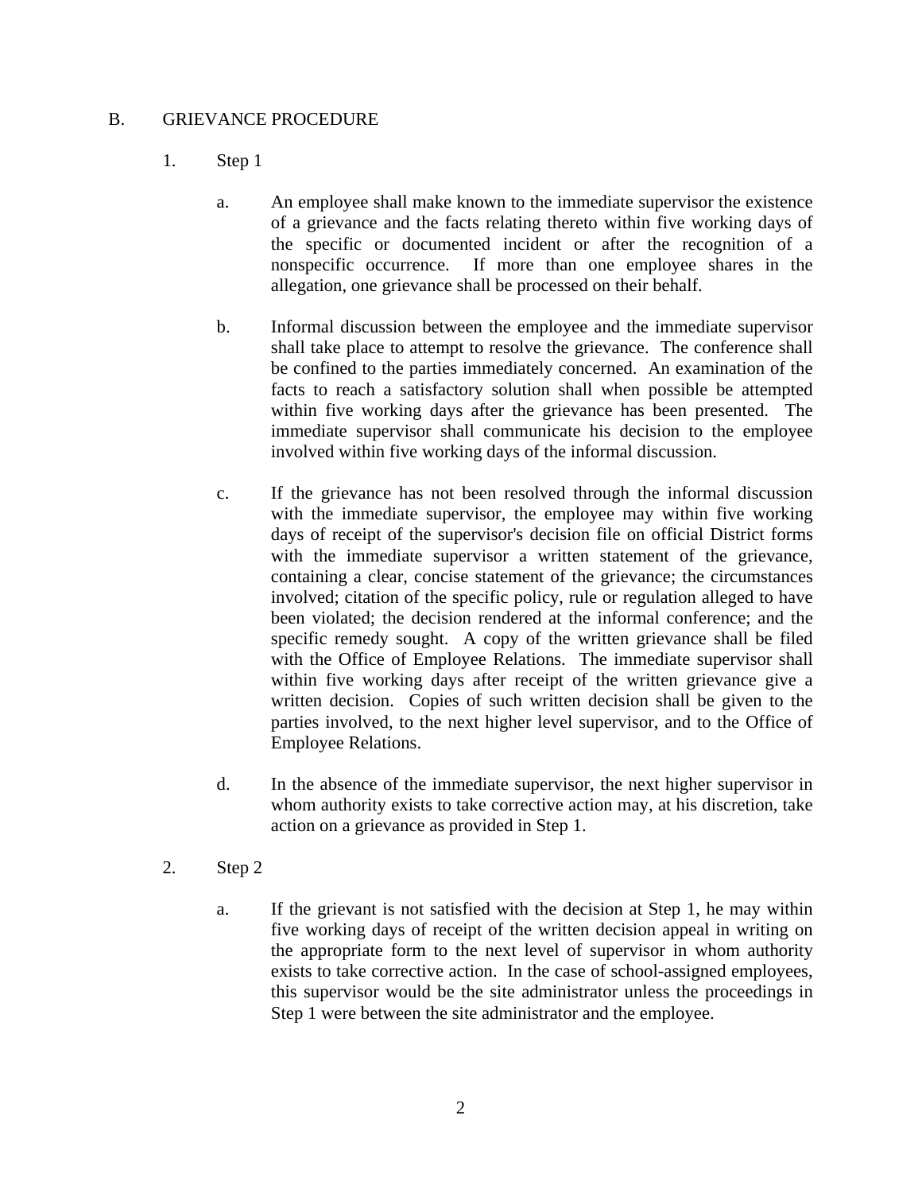## B. GRIEVANCE PROCEDURE

1. Step 1

   a. An employee shall make known to the immediate supervisor the existence of a grievance and the facts relating thereto within five working days of the specific or documented incident or after the recognition of a nonspecific occurrence. If more than one employee shares in the allegation, one grievance shall be processed on their behalf.

   b. Informal discussion between the employee and the immediate supervisor shall take place to attempt to resolve the grievance. The conference shall be confined to the parties immediately concerned. An examination of the facts to reach a satisfactory solution shall when possible be attempted within five working days after the grievance has been presented. The immediate supervisor shall communicate his decision to the employee involved within five working days of the informal discussion.

   c. If the grievance has not been resolved through the informal discussion with the immediate supervisor, the employee may within five working days of receipt of the supervisor's decision file on official District forms with the immediate supervisor a written statement of the grievance, containing a clear, concise statement of the grievance; the circumstances involved; citation of the specific policy, rule or regulation alleged to have been violated; the decision rendered at the informal conference; and the specific remedy sought. A copy of the written grievance shall be filed with the Office of Employee Relations. The immediate supervisor shall within five working days after receipt of the written grievance give a written decision. Copies of such written decision shall be given to the parties involved, to the next higher level supervisor, and to the Office of Employee Relations.

   d. In the absence of the immediate supervisor, the next higher supervisor in whom authority exists to take corrective action may, at his discretion, take action on a grievance as provided in Step 1.

2. Step 2

   a. If the grievant is not satisfied with the decision at Step 1, he may within five working days of receipt of the written decision appeal in writing on the appropriate form to the next level of supervisor in whom authority exists to take corrective action. In the case of school-assigned employees, this supervisor would be the site administrator unless the proceedings in Step 1 were between the site administrator and the employee.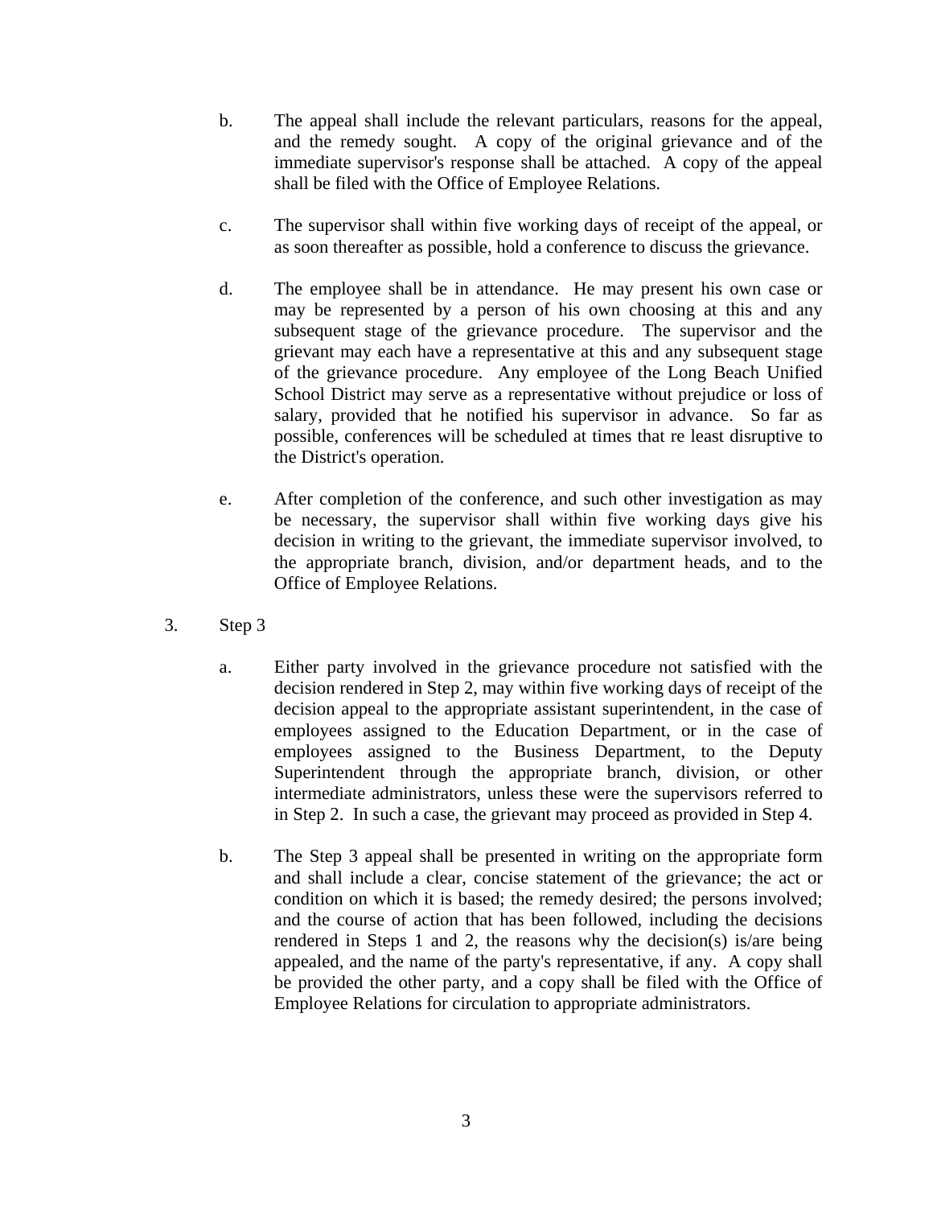b. The appeal shall include the relevant particulars, reasons for the appeal, and the remedy sought. A copy of the original grievance and of the immediate supervisor's response shall be attached. A copy of the appeal shall be filed with the Office of Employee Relations.

c. The supervisor shall within five working days of receipt of the appeal, or as soon thereafter as possible, hold a conference to discuss the grievance.

d. The employee shall be in attendance. He may present his own case or may be represented by a person of his own choosing at this and any subsequent stage of the grievance procedure. The supervisor and the grievant may each have a representative at this and any subsequent stage of the grievance procedure. Any employee of the Long Beach Unified School District may serve as a representative without prejudice or loss of salary, provided that he notified his supervisor in advance. So far as possible, conferences will be scheduled at times that re least disruptive to the District's operation.

e. After completion of the conference, and such other investigation as may be necessary, the supervisor shall within five working days give his decision in writing to the grievant, the immediate supervisor involved, to the appropriate branch, division, and/or department heads, and to the Office of Employee Relations.

3. Step 3

   a. Either party involved in the grievance procedure not satisfied with the decision rendered in Step 2, may within five working days of receipt of the decision appeal to the appropriate assistant superintendent, in the case of employees assigned to the Education Department, or in the case of employees assigned to the Business Department, to the Deputy Superintendent through the appropriate branch, division, or other intermediate administrators, unless these were the supervisors referred to in Step 2. In such a case, the grievant may proceed as provided in Step 4.

   b. The Step 3 appeal shall be presented in writing on the appropriate form and shall include a clear, concise statement of the grievance; the act or condition on which it is based; the remedy desired; the persons involved; and the course of action that has been followed, including the decisions rendered in Steps 1 and 2, the reasons why the decision(s) is/are being appealed, and the name of the party's representative, if any. A copy shall be provided the other party, and a copy shall be filed with the Office of Employee Relations for circulation to appropriate administrators.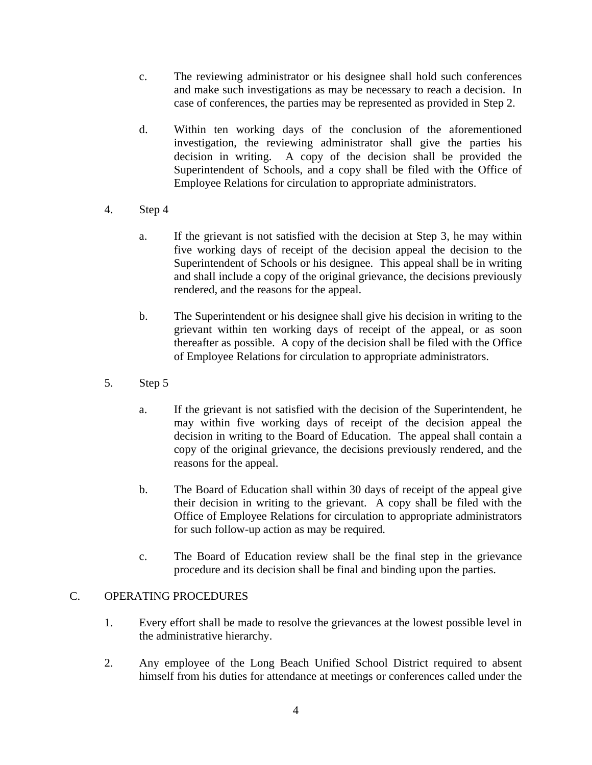c. The reviewing administrator or his designee shall hold such conferences and make such investigations as may be necessary to reach a decision. In case of conferences, the parties may be represented as provided in Step 2.

d. Within ten working days of the conclusion of the aforementioned investigation, the reviewing administrator shall give the parties his decision in writing. A copy of the decision shall be provided the Superintendent of Schools, and a copy shall be filed with the Office of Employee Relations for circulation to appropriate administrators.

4. Step 4

a. If the grievant is not satisfied with the decision at Step 3, he may within five working days of receipt of the decision appeal the decision to the Superintendent of Schools or his designee. This appeal shall be in writing and shall include a copy of the original grievance, the decisions previously rendered, and the reasons for the appeal.

b. The Superintendent or his designee shall give his decision in writing to the grievant within ten working days of receipt of the appeal, or as soon thereafter as possible. A copy of the decision shall be filed with the Office of Employee Relations for circulation to appropriate administrators.

5. Step 5

a. If the grievant is not satisfied with the decision of the Superintendent, he may within five working days of receipt of the decision appeal the decision in writing to the Board of Education. The appeal shall contain a copy of the original grievance, the decisions previously rendered, and the reasons for the appeal.

b. The Board of Education shall within 30 days of receipt of the appeal give their decision in writing to the grievant. A copy shall be filed with the Office of Employee Relations for circulation to appropriate administrators for such follow-up action as may be required.

c. The Board of Education review shall be the final step in the grievance procedure and its decision shall be final and binding upon the parties.

## C. OPERATING PROCEDURES

1. Every effort shall be made to resolve the grievances at the lowest possible level in the administrative hierarchy.

2. Any employee of the Long Beach Unified School District required to absent himself from his duties for attendance at meetings or conferences called under the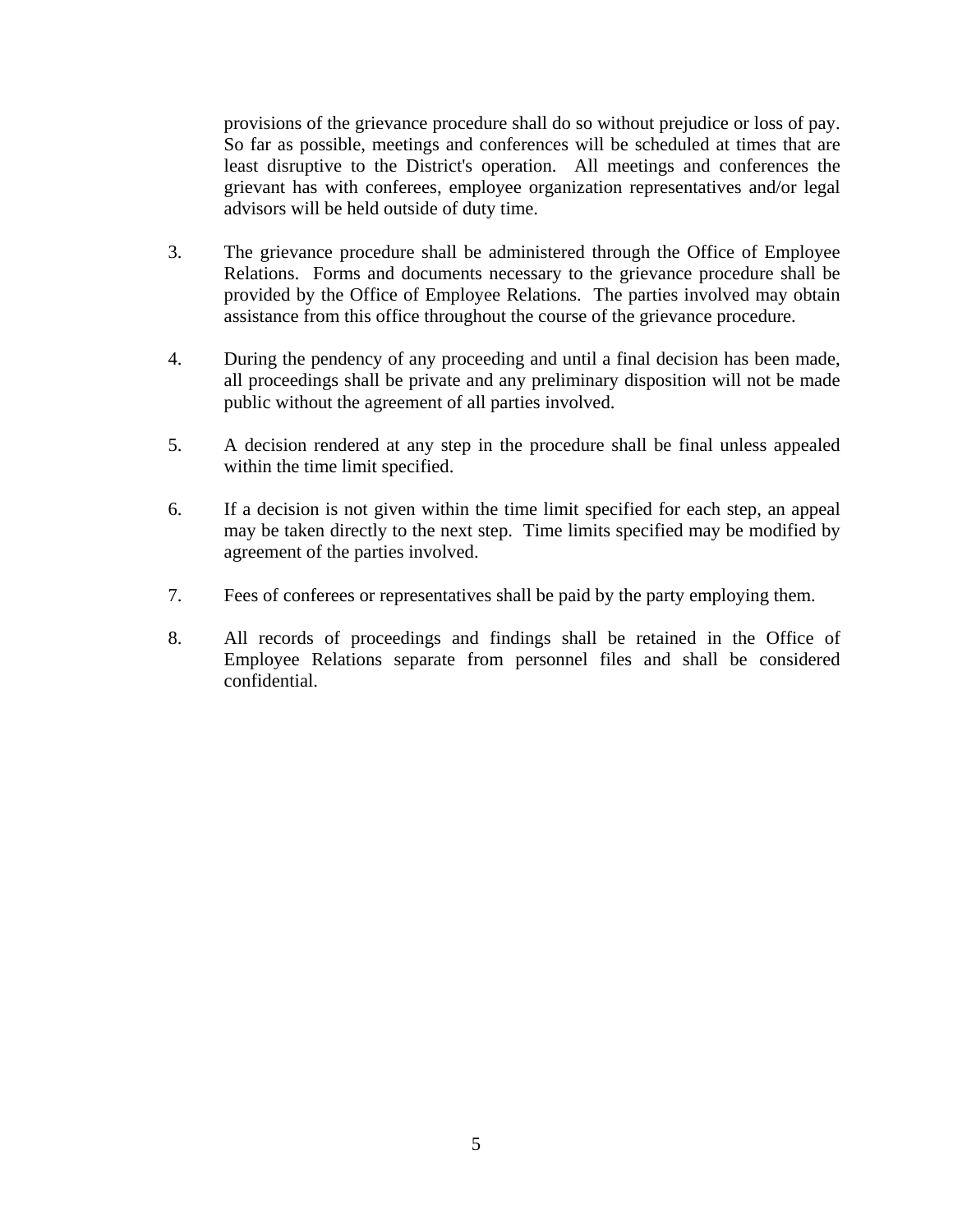provisions of the grievance procedure shall do so without prejudice or loss of pay. So far as possible, meetings and conferences will be scheduled at times that are least disruptive to the District's operation. All meetings and conferences the grievant has with conferees, employee organization representatives and/or legal advisors will be held outside of duty time.

3. The grievance procedure shall be administered through the Office of Employee Relations. Forms and documents necessary to the grievance procedure shall be provided by the Office of Employee Relations. The parties involved may obtain assistance from this office throughout the course of the grievance procedure.

4. During the pendency of any proceeding and until a final decision has been made, all proceedings shall be private and any preliminary disposition will not be made public without the agreement of all parties involved.

5. A decision rendered at any step in the procedure shall be final unless appealed within the time limit specified.

6. If a decision is not given within the time limit specified for each step, an appeal may be taken directly to the next step. Time limits specified may be modified by agreement of the parties involved.

7. Fees of conferees or representatives shall be paid by the party employing them.

8. All records of proceedings and findings shall be retained in the Office of Employee Relations separate from personnel files and shall be considered confidential.